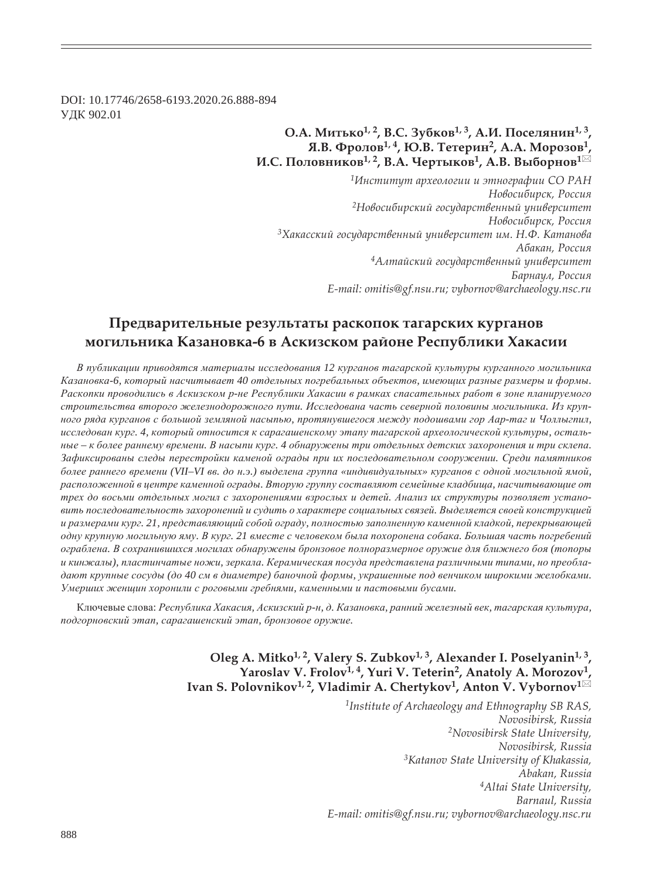DOI: 10.17746/2658-6193.2020.26.888-894
УДК 902.01

**О.А. Митько[1, 2], В.С. Зубков[1, 3], А.И. Поселянин[1, 3], Я.В. Фролов[1, 4], Ю.В. Тетерин[2], А.А. Морозов[1], И.С. Половников[1, 2], В.А. Чертыков[1], А.В. Выборнов[1]✉**

*[1]Институт археологии и этнографии СО РАН*
*Новосибирск, Россия*
*[2]Новосибирский государственный университет*
*Новосибирск, Россия*
*[3]Хакасский государственный университет им. Н.Ф. Катанова*
*Абакан, Россия*
*[4]Алтайский государственный университет*
*Барнаул, Россия*
*E-mail: omitis@gf.nsu.ru; vybornov@archaeology.nsc.ru*

# Предварительные результаты раскопок тагарских курганов могильника Казановка-6 в Аскизском районе Республики Хакасии

*В публикации приводятся материалы исследования 12 курганов тагарской культуры курганного могильника Казановка-6, который насчитывает 40 отдельных погребальных объектов, имеющих разные размеры и формы. Раскопки проводились в Аскизском р-не Республики Хакасии в рамках спасательных работ в зоне планируемого строительства второго железнодорожного пути. Исследована часть северной половины могильника. Из крупного ряда курганов с большой земляной насыпью, протянувшегося между подошвами гор Аар-таг и Чоллыгпил, исследован кург. 4, который относится к сарагашенскому этапу тагарской археологической культуры, остальные – к более раннему времени. В насыпи кург. 4 обнаружены три отдельных детских захоронения и три склепа. Зафиксированы следы перестройки каменой ограды при их последовательном сооружении. Среди памятников более раннего времени (VII–VI вв. до н.э.) выделена группа «индивидуальных» курганов с одной могильной ямой, расположенной в центре каменной ограды. Вторую группу составляют семейные кладбища, насчитывающие от трех до восьми отдельных могил с захоронениями взрослых и детей. Анализ их структуры позволяет установить последовательность захоронений и судить о характере социальных связей. Выделяется своей конструкцией и размерами кург. 21, представляющий собой ограду, полностью заполненную каменной кладкой, перекрывающей одну крупную могильную яму. В кург. 21 вместе с человеком была похоронена собака. Большая часть погребений ограблена. В сохранившихся могилах обнаружены бронзовое полноразмерное оружие для ближнего боя (топоры и кинжалы), пластинчатые ножи, зеркала. Керамическая посуда представлена различными типами, но преобладают крупные сосуды (до 40 см в диаметре) баночной формы, украшенные под венчиком широкими желобками. Умерших женщин хоронили с роговыми гребнями, каменными и пастовыми бусами.*

Ключевые слова: *Республика Хакасия, Аскизский р-н, д. Казановка, ранний железный век, тагарская культура, подгорновский этап, сарагашенский этап, бронзовое оружие.*

**Oleg A. Mitko[1, 2], Valery S. Zubkov[1, 3], Alexander I. Poselyanin[1, 3], Yaroslav V. Frolov[1, 4], Yuri V. Teterin[2], Anatoly A. Morozov[1], Ivan S. Polovnikov[1, 2], Vladimir A. Chertykov[1], Anton V. Vybornov[1]✉**

*[1]Institute of Archaeology and Ethnography SB RAS,*
*Novosibirsk, Russia*
*[2]Novosibirsk State University,*
*Novosibirsk, Russia*
*[3]Katanov State University of Khakassia,*
*Abakan, Russia*
*[4]Altai State University,*
*Barnaul, Russia*
*E-mail: omitis@gf.nsu.ru; vybornov@archaeology.nsc.ru*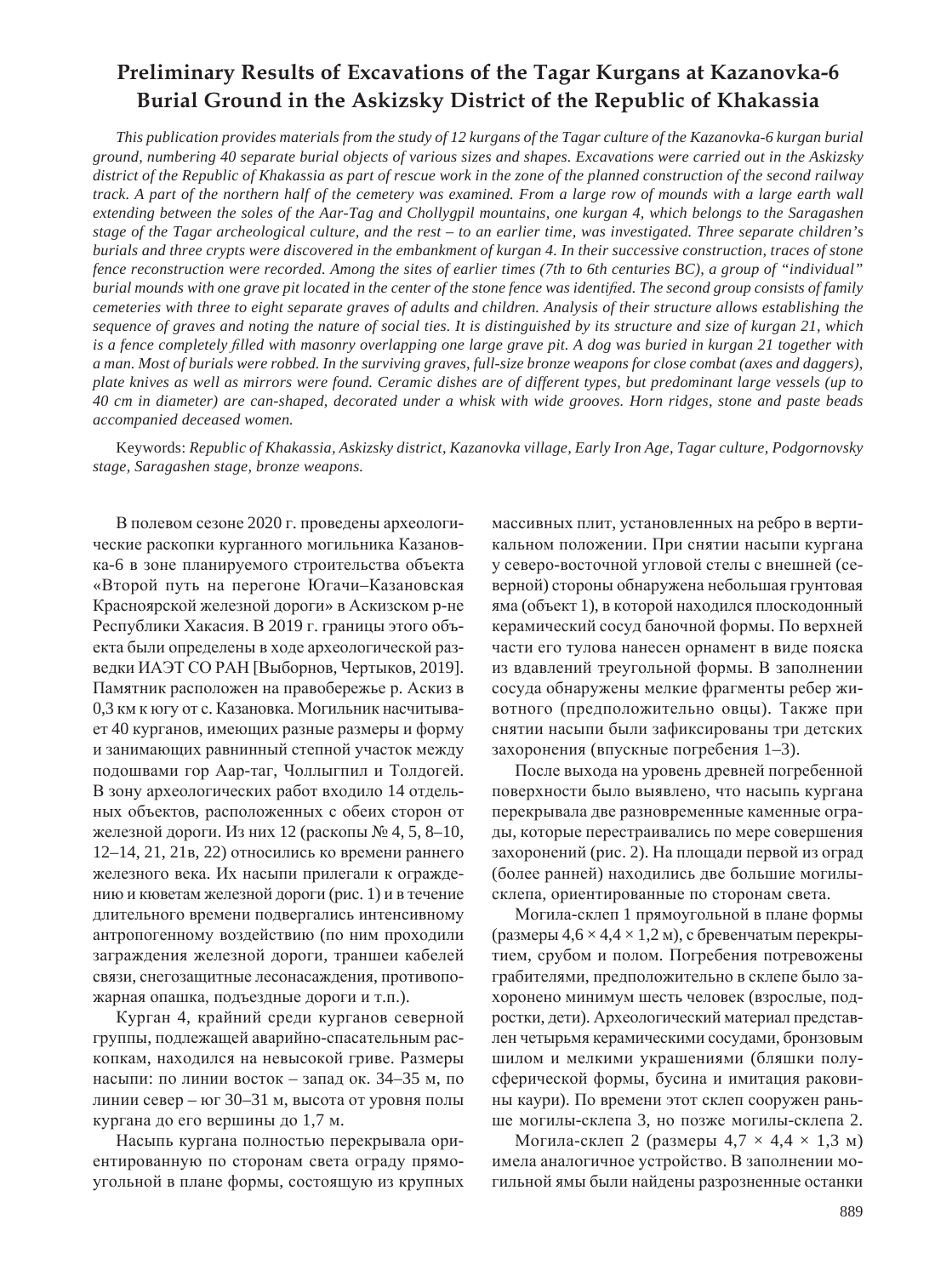# Preliminary Results of Excavations of the Tagar Kurgans at Kazanovka-6 Burial Ground in the Askizsky District of the Republic of Khakassia

*This publication provides materials from the study of 12 kurgans of the Tagar culture of the Kazanovka-6 kurgan burial ground, numbering 40 separate burial objects of various sizes and shapes. Excavations were carried out in the Askizsky district of the Republic of Khakassia as part of rescue work in the zone of the planned construction of the second railway track. A part of the northern half of the cemetery was examined. From a large row of mounds with a large earth wall extending between the soles of the Aar-Tag and Chollygpil mountains, one kurgan 4, which belongs to the Saragashen stage of the Tagar archeological culture, and the rest – to an earlier time, was investigated. Three separate children's burials and three crypts were discovered in the embankment of kurgan 4. In their successive construction, traces of stone fence reconstruction were recorded. Among the sites of earlier times (7th to 6th centuries BC), a group of "individual" burial mounds with one grave pit located in the center of the stone fence was identified. The second group consists of family cemeteries with three to eight separate graves of adults and children. Analysis of their structure allows establishing the sequence of graves and noting the nature of social ties. It is distinguished by its structure and size of kurgan 21, which is a fence completely filled with masonry overlapping one large grave pit. A dog was buried in kurgan 21 together with a man. Most of burials were robbed. In the surviving graves, full-size bronze weapons for close combat (axes and daggers), plate knives as well as mirrors were found. Ceramic dishes are of different types, but predominant large vessels (up to 40 cm in diameter) are can-shaped, decorated under a whisk with wide grooves. Horn ridges, stone and paste beads accompanied deceased women.*

Keywords: *Republic of Khakassia, Askizsky district, Kazanovka village, Early Iron Age, Tagar culture, Podgornovsky stage, Saragashen stage, bronze weapons.*

В полевом сезоне 2020 г. проведены археологические раскопки курганного могильника Казановка-6 в зоне планируемого строительства объекта «Второй путь на перегоне Югачи–Казановская Красноярской железной дороги» в Аскизском р-не Республики Хакасия. В 2019 г. границы этого объекта были определены в ходе археологической разведки ИАЭТ СО РАН [Выборнов, Чертыков, 2019]. Памятник расположен на правобережье р. Аскиз в 0,3 км к югу от с. Казановка. Могильник насчитывает 40 курганов, имеющих разные размеры и форму и занимающих равнинный степной участок между подошвами гор Аар-таг, Чоллыгпил и Толдогей. В зону археологических работ входило 14 отдельных объектов, расположенных с обеих сторон от железной дороги. Из них 12 (раскопы № 4, 5, 8–10, 12–14, 21, 21в, 22) относились ко времени раннего железного века. Их насыпи прилегали к ограждению и кюветам железной дороги (рис. 1) и в течение длительного времени подвергались интенсивному антропогенному воздействию (по ним проходили заграждения железной дороги, траншеи кабелей связи, снегозащитные лесонасаждения, противопожарная опашка, подъездные дороги и т.п.).

Курган 4, крайний среди курганов северной группы, подлежащей аварийно-спасательным раскопкам, находился на невысокой гриве. Размеры насыпи: по линии восток – запад ок. 34–35 м, по линии север – юг 30–31 м, высота от уровня полы кургана до его вершины до 1,7 м.

Насыпь кургана полностью перекрывала ориентированную по сторонам света ограду прямоугольной в плане формы, состоящую из крупных массивных плит, установленных на ребро в вертикальном положении. При снятии насыпи кургана у северо-восточной угловой стелы с внешней (северной) стороны обнаружена небольшая грунтовая яма (объект 1), в которой находился плоскодонный керамический сосуд баночной формы. По верхней части его тулова нанесен орнамент в виде пояска из вдавлений треугольной формы. В заполнении сосуда обнаружены мелкие фрагменты ребер животного (предположительно овцы). Также при снятии насыпи были зафиксированы три детских захоронения (впускные погребения 1–3).

После выхода на уровень древней погребенной поверхности было выявлено, что насыпь кургана перекрывала две разновременные каменные ограды, которые перестраивались по мере совершения захоронений (рис. 2). На площади первой из оград (более ранней) находились две большие могилы-склепа, ориентированные по сторонам света.

Могила-склеп 1 прямоугольной в плане формы (размеры 4,6 × 4,4 × 1,2 м), с бревенчатым перекрытием, срубом и полом. Погребения потревожены грабителями, предположительно в склепе было захоронено минимум шесть человек (взрослые, подростки, дети). Археологический материал представлен четырьмя керамическими сосудами, бронзовым шилом и мелкими украшениями (бляшки полусферической формы, бусина и имитация раковины каури). По времени этот склеп сооружен раньше могилы-склепа 3, но позже могилы-склепа 2.

Могила-склеп 2 (размеры 4,7 × 4,4 × 1,3 м) имела аналогичное устройство. В заполнении могильной ямы были найдены разрозненные останки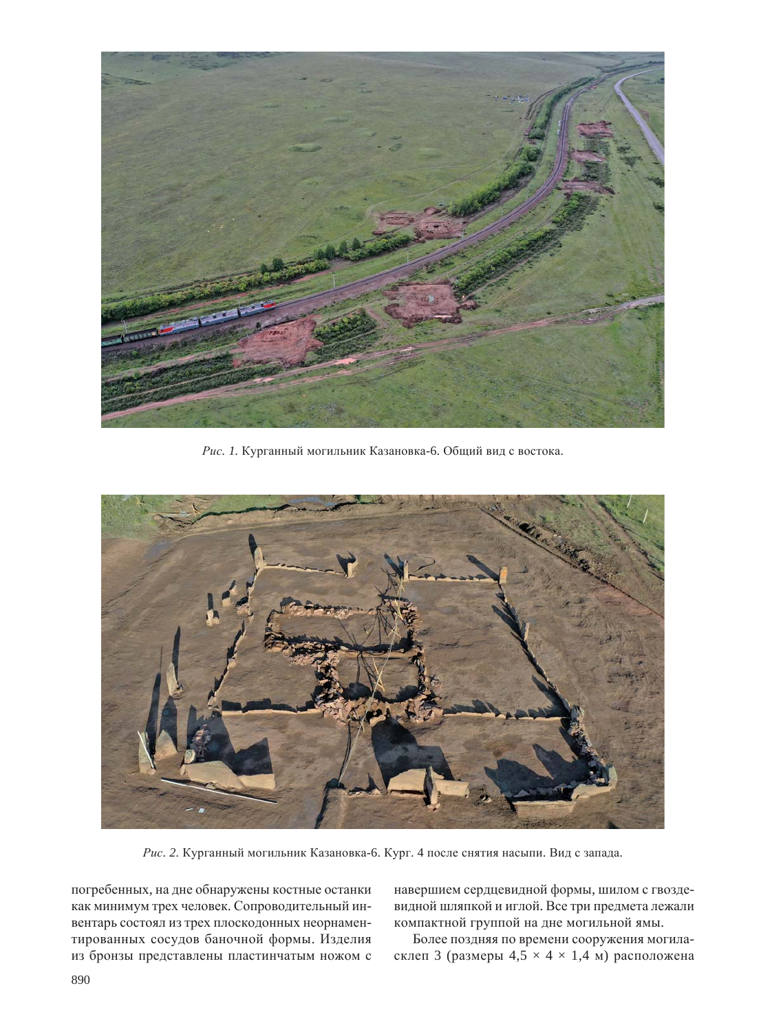*Рис. 1.* Курганный могильник Казановка-6. Общий вид с востока.

*Рис. 2.* Курганный могильник Казановка-6. Кург. 4 после снятия насыпи. Вид с запада.

погребенных, на дне обнаружены костные останки как минимум трех человек. Сопроводительный инвентарь состоял из трех плоскодонных неорнаментированных сосудов баночной формы. Изделия из бронзы представлены пластинчатым ножом с навершием сердцевидной формы, шилом с гвоздевидной шляпкой и иглой. Все три предмета лежали компактной группой на дне могильной ямы.

Более поздняя по времени сооружения могила-склеп 3 (размеры 4,5 × 4 × 1,4 м) расположена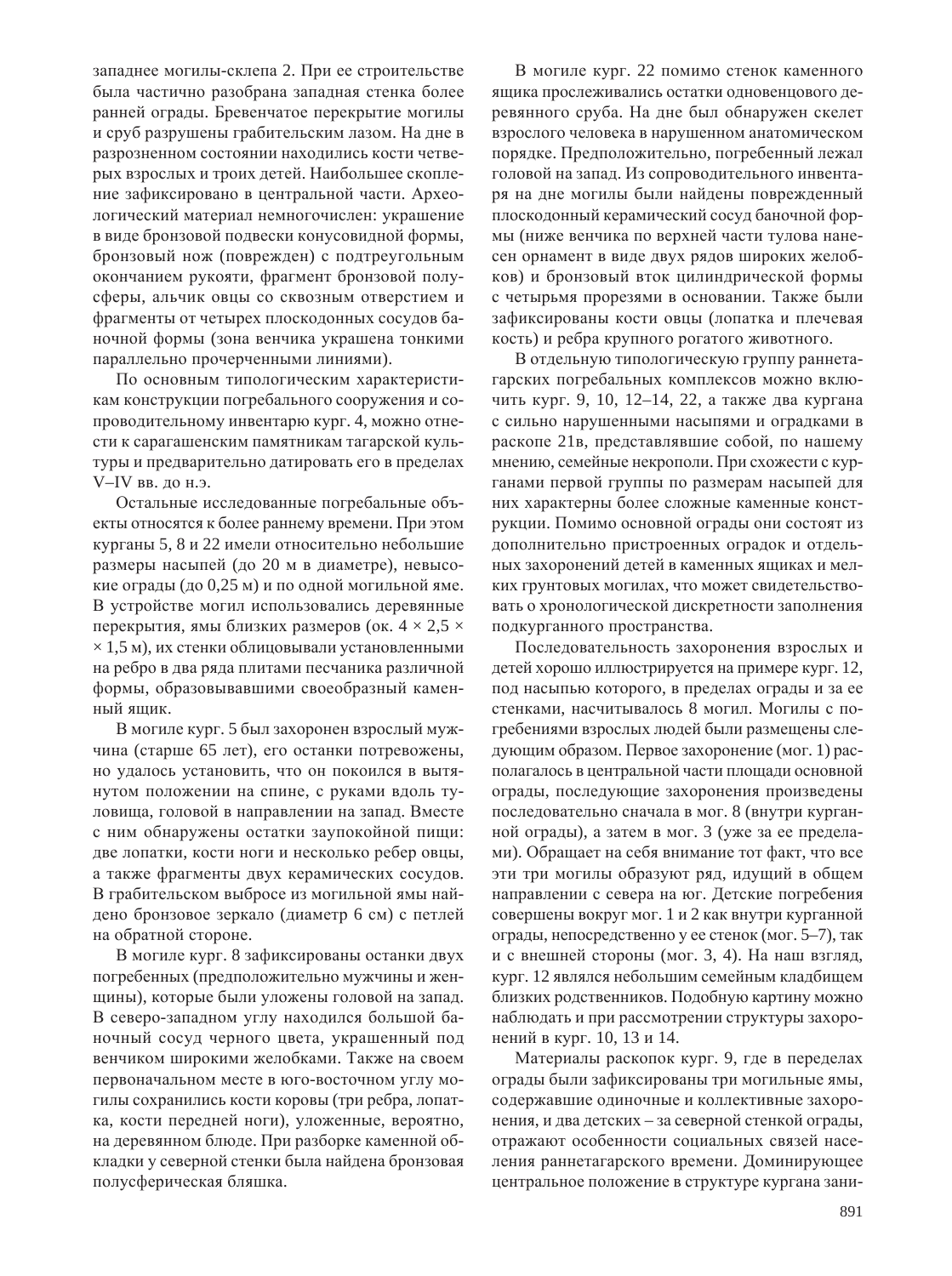западнее могилы-склепа 2. При ее строительстве была частично разобрана западная стенка более ранней ограды. Бревенчатое перекрытие могилы и сруб разрушены грабительским лазом. На дне в разрозненном состоянии находились кости четверых взрослых и троих детей. Наибольшее скопление зафиксировано в центральной части. Археологический материал немногочислен: украшение в виде бронзовой подвески конусовидной формы, бронзовый нож (поврежден) с подтреугольным окончанием рукояти, фрагмент бронзовой полусферы, альчик овцы со сквозным отверстием и фрагменты от четырех плоскодонных сосудов баночной формы (зона венчика украшена тонкими параллельно прочерченными линиями).

По основным типологическим характеристикам конструкции погребального сооружения и сопроводительному инвентарю кург. 4, можно отнести к сарагашенским памятникам тагарской культуры и предварительно датировать его в пределах V–IV вв. до н.э.

Остальные исследованные погребальные объекты относятся к более раннему времени. При этом курганы 5, 8 и 22 имели относительно небольшие размеры насыпей (до 20 м в диаметре), невысокие ограды (до 0,25 м) и по одной могильной яме. В устройстве могил использовались деревянные перекрытия, ямы близких размеров (ок. 4 × 2,5 × × 1,5 м), их стенки облицовывали установленными на ребро в два ряда плитами песчаника различной формы, образовывавшими своеобразный каменный ящик.

В могиле кург. 5 был захоронен взрослый мужчина (старше 65 лет), его останки потревожены, но удалось установить, что он покоился в вытянутом положении на спине, с руками вдоль туловища, головой в направлении на запад. Вместе с ним обнаружены остатки заупокойной пищи: две лопатки, кости ноги и несколько ребер овцы, а также фрагменты двух керамических сосудов. В грабительском выбросе из могильной ямы найдено бронзовое зеркало (диаметр 6 см) с петлей на обратной стороне.

В могиле кург. 8 зафиксированы останки двух погребенных (предположительно мужчины и женщины), которые были уложены головой на запад. В северо-западном углу находился большой баночный сосуд черного цвета, украшенный под венчиком широкими желобками. Также на своем первоначальном месте в юго-восточном углу могилы сохранились кости коровы (три ребра, лопатка, кости передней ноги), уложенные, вероятно, на деревянном блюде. При разборке каменной обкладки у северной стенки была найдена бронзовая полусферическая бляшка.

В могиле кург. 22 помимо стенок каменного ящика прослеживались остатки одновенцового деревянного сруба. На дне был обнаружен скелет взрослого человека в нарушенном анатомическом порядке. Предположительно, погребенный лежал головой на запад. Из сопроводительного инвентаря на дне могилы были найдены поврежденный плоскодонный керамический сосуд баночной формы (ниже венчика по верхней части тулова нанесен орнамент в виде двух рядов широких желобков) и бронзовый вток цилиндрической формы с четырьмя прорезями в основании. Также были зафиксированы кости овцы (лопатка и плечевая кость) и ребра крупного рогатого животного.

В отдельную типологическую группу раннетагарских погребальных комплексов можно включить кург. 9, 10, 12–14, 22, а также два кургана с сильно нарушенными насыпями и оградками в раскопе 21в, представлявшие собой, по нашему мнению, семейные некрополи. При схожести с курганами первой группы по размерам насыпей для них характерны более сложные каменные конструкции. Помимо основной ограды они состоят из дополнительно пристроенных оградок и отдельных захоронений детей в каменных ящиках и мелких грунтовых могилах, что может свидетельствовать о хронологической дискретности заполнения подкурганного пространства.

Последовательность захоронения взрослых и детей хорошо иллюстрируется на примере кург. 12, под насыпью которого, в пределах ограды и за ее стенками, насчитывалось 8 могил. Могилы с погребениями взрослых людей были размещены следующим образом. Первое захоронение (мог. 1) располагалось в центральной части площади основной ограды, последующие захоронения произведены последовательно сначала в мог. 8 (внутри курганной ограды), а затем в мог. 3 (уже за ее пределами). Обращает на себя внимание тот факт, что все эти три могилы образуют ряд, идущий в общем направлении с севера на юг. Детские погребения совершены вокруг мог. 1 и 2 как внутри курганной ограды, непосредственно у ее стенок (мог. 5–7), так и с внешней стороны (мог. 3, 4). На наш взгляд, кург. 12 являлся небольшим семейным кладбищем близких родственников. Подобную картину можно наблюдать и при рассмотрении структуры захоронений в кург. 10, 13 и 14.

Материалы раскопок кург. 9, где в переделах ограды были зафиксированы три могильные ямы, содержавшие одиночные и коллективные захоронения, и два детских – за северной стенкой ограды, отражают особенности социальных связей населения раннетагарского времени. Доминирующее центральное положение в структуре кургана зани-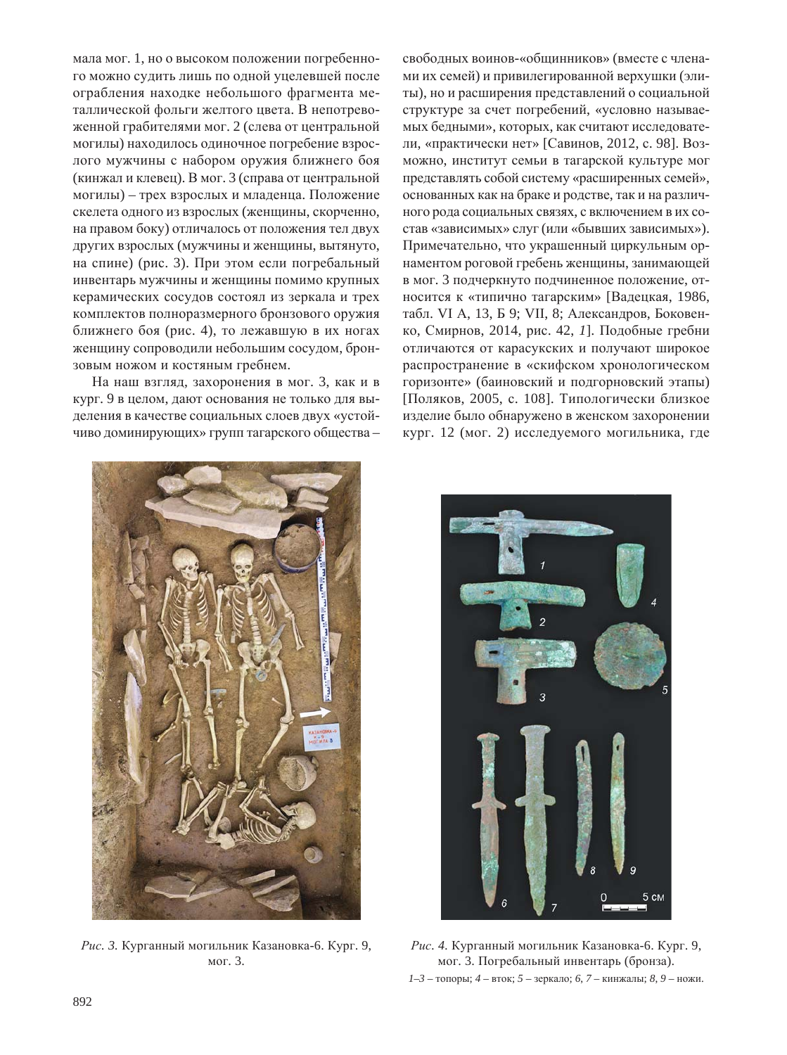мала мог. 1, но о высоком положении погребенного можно судить лишь по одной уцелевшей после ограбления находке небольшого фрагмента металлической фольги желтого цвета. В непотревоженной грабителями мог. 2 (слева от центральной могилы) находилось одиночное погребение взрослого мужчины с набором оружия ближнего боя (кинжал и клевец). В мог. 3 (справа от центральной могилы) – трех взрослых и младенца. Положение скелета одного из взрослых (женщины, скорченно, на правом боку) отличалось от положения тел двух других взрослых (мужчины и женщины, вытянуто, на спине) (рис. 3). При этом если погребальный инвентарь мужчины и женщины помимо крупных керамических сосудов состоял из зеркала и трех комплектов полноразмерного бронзового оружия ближнего боя (рис. 4), то лежавшую в их ногах женщину сопроводили небольшим сосудом, бронзовым ножом и костяным гребнем.

На наш взгляд, захоронения в мог. 3, как и в кург. 9 в целом, дают основания не только для выделения в качестве социальных слоев двух «устойчиво доминирующих» групп тагарского общества – свободных воинов-«общинников» (вместе с членами их семей) и привилегированной верхушки (элиты), но и расширения представлений о социальной структуре за счет погребений, «условно называемых бедными», которых, как считают исследователи, «практически нет» [Савинов, 2012, с. 98]. Возможно, институт семьи в тагарской культуре мог представлять собой систему «расширенных семей», основанных как на браке и родстве, так и на различного рода социальных связях, с включением в их состав «зависимых» слуг (или «бывших зависимых»). Примечательно, что украшенный циркульным орнаментом роговой гребень женщины, занимающей в мог. 3 подчеркнуто подчиненное положение, относится к «типично тагарским» [Вадецкая, 1986, табл. VI А, 13, Б 9; VII, 8; Александров, Боковенко, Смирнов, 2014, рис. 42, *1*]. Подобные гребни отличаются от карасукских и получают широкое распространение в «скифском хронологическом горизонте» (баиновский и подгорновский этапы) [Поляков, 2005, с. 108]. Типологически близкое изделие было обнаружено в женском захоронении кург. 12 (мог. 2) исследуемого могильника, где

*Рис. 3.* Курганный могильник Казановка-6. Кург. 9, мог. 3.

*Рис. 4.* Курганный могильник Казановка-6. Кург. 9, мог. 3. Погребальный инвентарь (бронза).
*1–3* – топоры; *4* – вток; *5* – зеркало; *6, 7* – кинжалы; *8, 9* – ножи.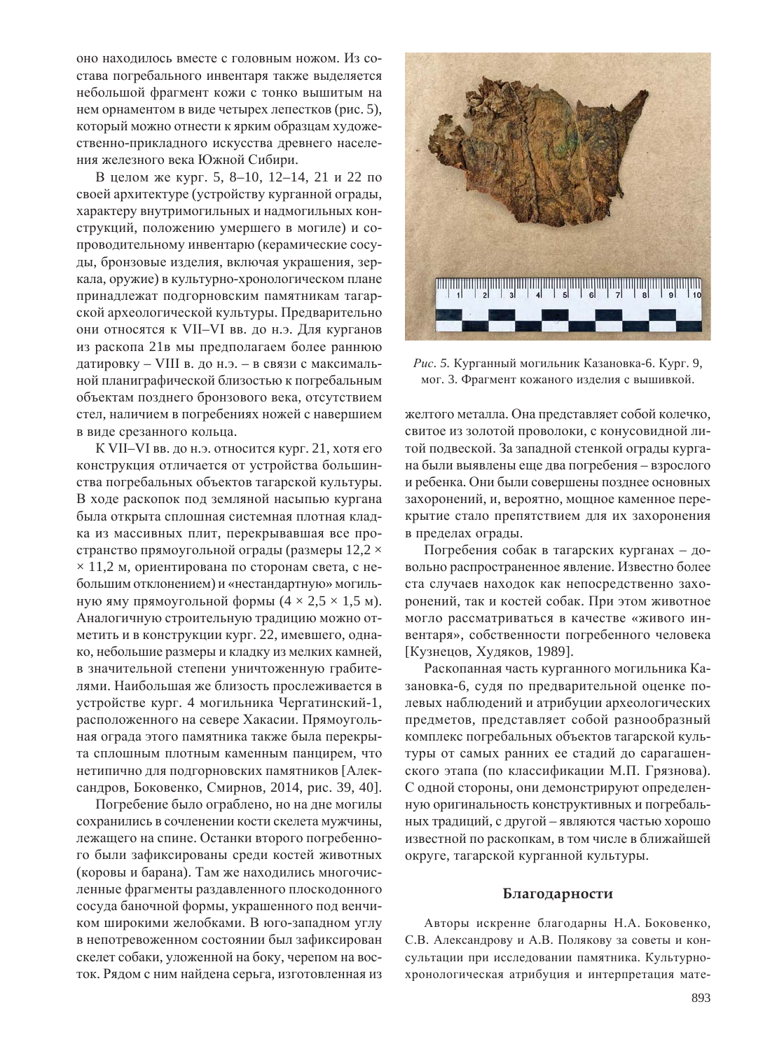оно находилось вместе с головным ножом. Из состава погребального инвентаря также выделяется небольшой фрагмент кожи с тонко вышитым на нем орнаментом в виде четырех лепестков (рис. 5), который можно отнести к ярким образцам художественно-прикладного искусства древнего населения железного века Южной Сибири.

В целом же кург. 5, 8–10, 12–14, 21 и 22 по своей архитектуре (устройству курганной ограды, характеру внутримогильных и надмогильных конструкций, положению умершего в могиле) и сопроводительному инвентарю (керамические сосуды, бронзовые изделия, включая украшения, зеркала, оружие) в культурно-хронологическом плане принадлежат подгорновским памятникам тагарской археологической культуры. Предварительно они относятся к VII–VI вв. до н.э. Для курганов из раскопа 21в мы предполагаем более раннюю датировку – VIII в. до н.э. – в связи с максимальной планиграфической близостью к погребальным объектам позднего бронзового века, отсутствием стел, наличием в погребениях ножей с навершием в виде срезанного кольца.

К VII–VI вв. до н.э. относится кург. 21, хотя его конструкция отличается от устройства большинства погребальных объектов тагарской культуры. В ходе раскопок под земляной насыпью кургана была открыта сплошная системная плотная кладка из массивных плит, перекрывавшая все пространство прямоугольной ограды (размеры 12,2 × × 11,2 м, ориентирована по сторонам света, с небольшим отклонением) и «нестандартную» могильную яму прямоугольной формы (4 × 2,5 × 1,5 м). Аналогичную строительную традицию можно отметить и в конструкции кург. 22, имевшего, однако, небольшие размеры и кладку из мелких камней, в значительной степени уничтоженную грабителями. Наибольшая же близость прослеживается в устройстве кург. 4 могильника Чергатинский-1, расположенного на севере Хакасии. Прямоугольная ограда этого памятника также была перекрыта сплошным плотным каменным панцирем, что нетипично для подгорновских памятников [Александров, Боковенко, Смирнов, 2014, рис. 39, 40].

Погребение было ограблено, но на дне могилы сохранились в сочленении кости скелета мужчины, лежащего на спине. Останки второго погребенного были зафиксированы среди костей животных (коровы и барана). Там же находились многочисленные фрагменты раздавленного плоскодонного сосуда баночной формы, украшенного под венчиком широкими желобками. В юго-западном углу в непотревоженном состоянии был зафиксирован скелет собаки, уложенной на боку, черепом на восток. Рядом с ним найдена серьга, изготовленная из желтого металла. Она представляет собой колечко, свитое из золотой проволоки, с конусовидной литой подвеской. За западной стенкой ограды кургана были выявлены еще два погребения – взрослого и ребенка. Они были совершены позднее основных захоронений, и, вероятно, мощное каменное перекрытие стало препятствием для их захоронения в пределах ограды.

*Рис. 5.* Курганный могильник Казановка-6. Кург. 9, мог. 3. Фрагмент кожаного изделия с вышивкой.

Погребения собак в тагарских курганах – довольно распространенное явление. Известно более ста случаев находок как непосредственно захоронений, так и костей собак. При этом животное могло рассматриваться в качестве «живого инвентаря», собственности погребенного человека [Кузнецов, Худяков, 1989].

Раскопанная часть курганного могильника Казановка-6, судя по предварительной оценке полевых наблюдений и атрибуции археологических предметов, представляет собой разнообразный комплекс погребальных объектов тагарской культуры от самых ранних ее стадий до сарагашенского этапа (по классификации М.П. Грязнова). С одной стороны, они демонстрируют определенную оригинальность конструктивных и погребальных традиций, с другой – являются частью хорошо известной по раскопкам, в том числе в ближайшей округе, тагарской курганной культуры.

## Благодарности

Авторы искренне благодарны Н.А. Боковенко, С.В. Александрову и А.В. Полякову за советы и консультации при исследовании памятника. Культурно-хронологическая атрибуция и интерпретация мате-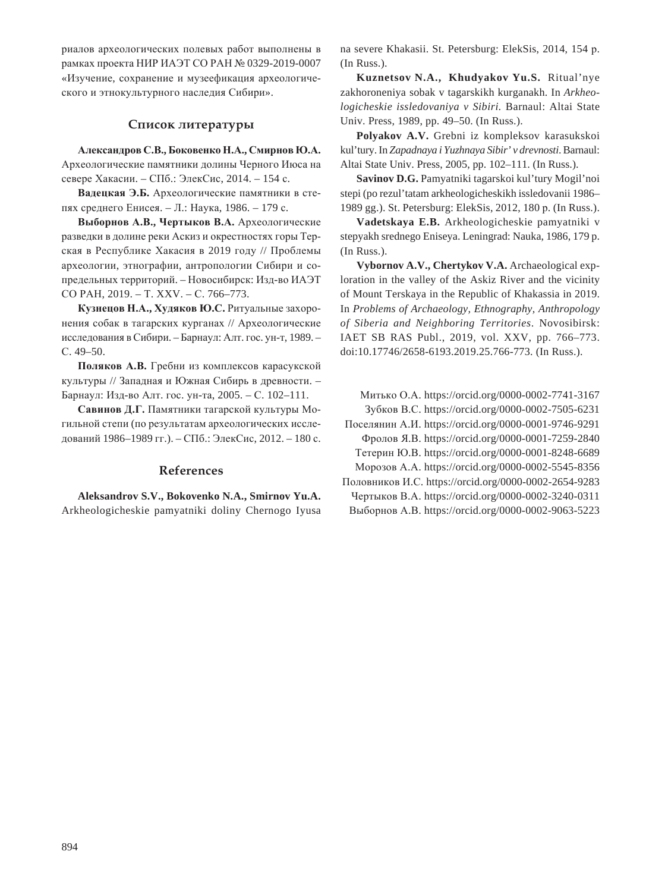риалов археологических полевых работ выполнены в рамках проекта НИР ИАЭТ СО РАН № 0329-2019-0007 «Изучение, сохранение и музеефикация археологического и этнокультурного наследия Сибири».

## Список литературы

**Александров С.В., Боковенко Н.А., Смирнов Ю.А.** Археологические памятники долины Черного Июса на севере Хакасии. – СПб.: ЭлекСис, 2014. – 154 с.

**Вадецкая Э.Б.** Археологические памятники в степях среднего Енисея. – Л.: Наука, 1986. – 179 с.

**Выборнов А.В., Чертыков В.А.** Археологические разведки в долине реки Аскиз и окрестностях горы Терская в Республике Хакасия в 2019 году // Проблемы археологии, этнографии, антропологии Сибири и сопредельных территорий. – Новосибирск: Изд-во ИАЭТ СО РАН, 2019. – Т. XXV. – С. 766–773.

**Кузнецов Н.А., Худяков Ю.С.** Ритуальные захоронения собак в тагарских курганах // Археологические исследования в Сибири. – Барнаул: Алт. гос. ун-т, 1989. – С. 49–50.

**Поляков А.В.** Гребни из комплексов карасукской культуры // Западная и Южная Сибирь в древности. – Барнаул: Изд-во Алт. гос. ун-та, 2005. – С. 102–111.

**Савинов Д.Г.** Памятники тагарской культуры Могильной степи (по результатам археологических исследований 1986–1989 гг.). – СПб.: ЭлекСис, 2012. – 180 с.

## References

**Aleksandrov S.V., Bokovenko N.A., Smirnov Yu.A.** Arkheologicheskie pamyatniki doliny Chernogo Iyusa na severe Khakasii. St. Petersburg: ElekSis, 2014, 154 p. (In Russ.).

**Kuznetsov N.A., Khudyakov Yu.S.** Ritual'nye zakhoroneniya sobak v tagarskikh kurganakh. In *Arkheologicheskie issledovaniya v Sibiri*. Barnaul: Altai State Univ. Press, 1989, pp. 49–50. (In Russ.).

**Polyakov A.V.** Grebni iz kompleksov karasukskoi kul'tury. In *Zapadnaya i Yuzhnaya Sibir' v drevnosti*. Barnaul: Altai State Univ. Press, 2005, pp. 102–111. (In Russ.).

**Savinov D.G.** Pamyatniki tagarskoi kul'tury Mogil'noi stepi (po rezul'tatam arkheologicheskikh issledovanii 1986–1989 gg.). St. Petersburg: ElekSis, 2012, 180 p. (In Russ.).

**Vadetskaya E.B.** Arkheologicheskie pamyatniki v stepyakh srednego Eniseya. Leningrad: Nauka, 1986, 179 p. (In Russ.).

**Vybornov A.V., Chertykov V.A.** Archaeological exploration in the valley of the Askiz River and the vicinity of Mount Terskaya in the Republic of Khakassia in 2019. In *Problems of Archaeology, Ethnography, Anthropology of Siberia and Neighboring Territories*. Novosibirsk: IAET SB RAS Publ., 2019, vol. XXV, pp. 766–773. doi:10.17746/2658-6193.2019.25.766-773. (In Russ.).

Митько О.А. https://orcid.org/0000-0002-7741-3167
Зубков В.С. https://orcid.org/0000-0002-7505-6231
Поселянин А.И. https://orcid.org/0000-0001-9746-9291
Фролов Я.В. https://orcid.org/0000-0001-7259-2840
Тетерин Ю.В. https://orcid.org/0000-0001-8248-6689
Морозов А.А. https://orcid.org/0000-0002-5545-8356
Половников И.С. https://orcid.org/0000-0002-2654-9283
Чертыков В.А. https://orcid.org/0000-0002-3240-0311
Выборнов А.В. https://orcid.org/0000-0002-9063-5223